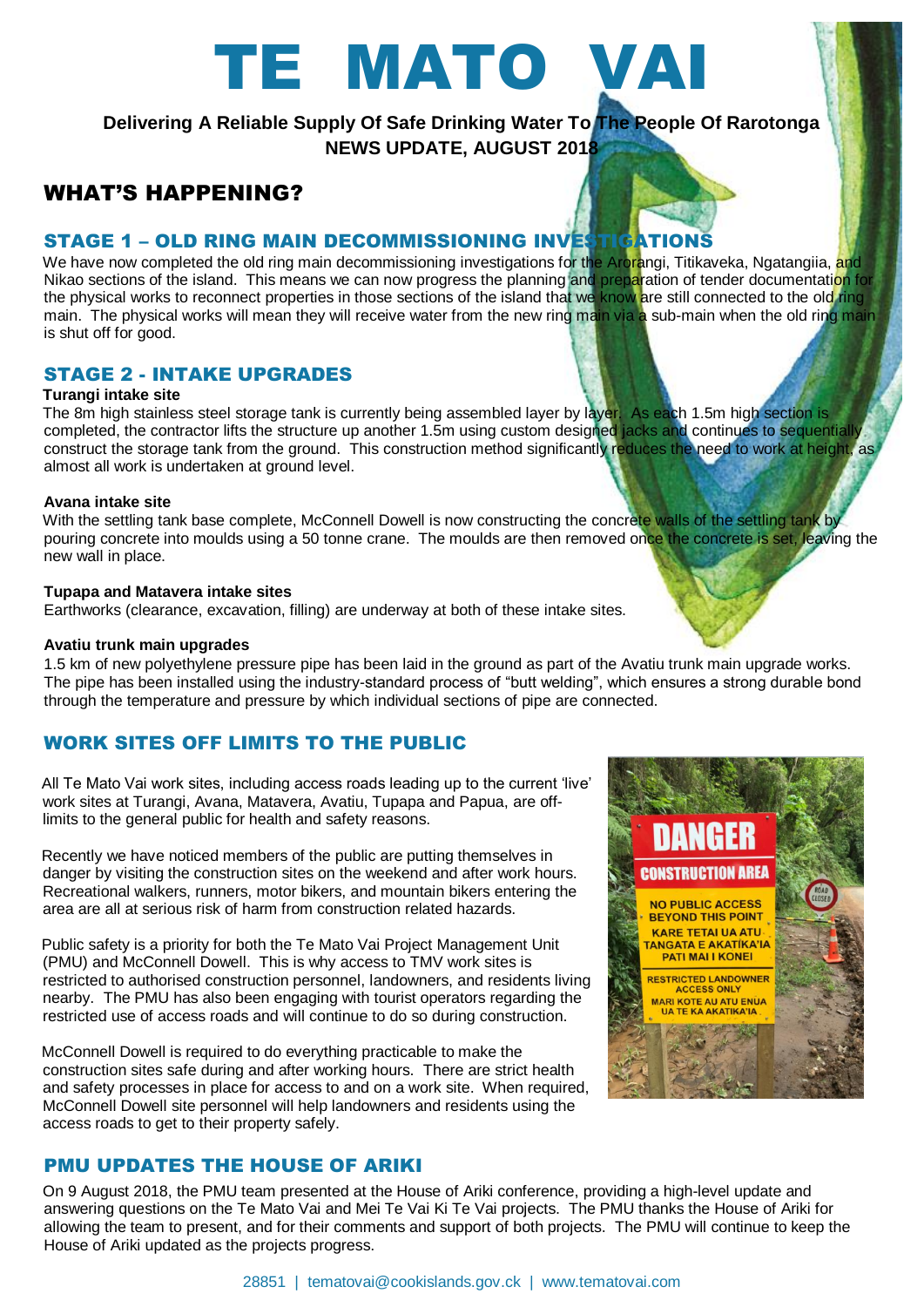# TE MATO VAI

**Delivering A Reliable Supply Of Safe Drinking Water To The People Of Rarotonga**
**NEWS UPDATE, AUGUST 2018**

## WHAT'S HAPPENING?

### STAGE 1 – OLD RING MAIN DECOMMISSIONING INVESTIGATIONS

We have now completed the old ring main decommissioning investigations for the Arorangi, Titikaveka, Ngatangiia, and Nikao sections of the island. This means we can now progress the planning and preparation of tender documentation for the physical works to reconnect properties in those sections of the island that we know are still connected to the old ring main. The physical works will mean they will receive water from the new ring main via a sub-main when the old ring main is shut off for good.

### STAGE 2 - INTAKE UPGRADES

**Turangi intake site**

The 8m high stainless steel storage tank is currently being assembled layer by layer. As each 1.5m high section is completed, the contractor lifts the structure up another 1.5m using custom designed jacks and continues to sequentially construct the storage tank from the ground. This construction method significantly reduces the need to work at height, as almost all work is undertaken at ground level.

**Avana intake site**

With the settling tank base complete, McConnell Dowell is now constructing the concrete walls of the settling tank by pouring concrete into moulds using a 50 tonne crane. The moulds are then removed once the concrete is set, leaving the new wall in place.

**Tupapa and Matavera intake sites**

Earthworks (clearance, excavation, filling) are underway at both of these intake sites.

**Avatiu trunk main upgrades**

1.5 km of new polyethylene pressure pipe has been laid in the ground as part of the Avatiu trunk main upgrade works. The pipe has been installed using the industry-standard process of "butt welding", which ensures a strong durable bond through the temperature and pressure by which individual sections of pipe are connected.

### WORK SITES OFF LIMITS TO THE PUBLIC

All Te Mato Vai work sites, including access roads leading up to the current 'live' work sites at Turangi, Avana, Matavera, Avatiu, Tupapa and Papua, are off-limits to the general public for health and safety reasons.

Recently we have noticed members of the public are putting themselves in danger by visiting the construction sites on the weekend and after work hours. Recreational walkers, runners, motor bikers, and mountain bikers entering the area are all at serious risk of harm from construction related hazards.

Public safety is a priority for both the Te Mato Vai Project Management Unit (PMU) and McConnell Dowell. This is why access to TMV work sites is restricted to authorised construction personnel, landowners, and residents living nearby. The PMU has also been engaging with tourist operators regarding the restricted use of access roads and will continue to do so during construction.

McConnell Dowell is required to do everything practicable to make the construction sites safe during and after working hours. There are strict health and safety processes in place for access to and on a work site. When required, McConnell Dowell site personnel will help landowners and residents using the access roads to get to their property safely.

### PMU UPDATES THE HOUSE OF ARIKI

On 9 August 2018, the PMU team presented at the House of Ariki conference, providing a high-level update and answering questions on the Te Mato Vai and Mei Te Vai Ki Te Vai projects. The PMU thanks the House of Ariki for allowing the team to present, and for their comments and support of both projects. The PMU will continue to keep the House of Ariki updated as the projects progress.

28851 | tematovai@cookislands.gov.ck | www.tematovai.com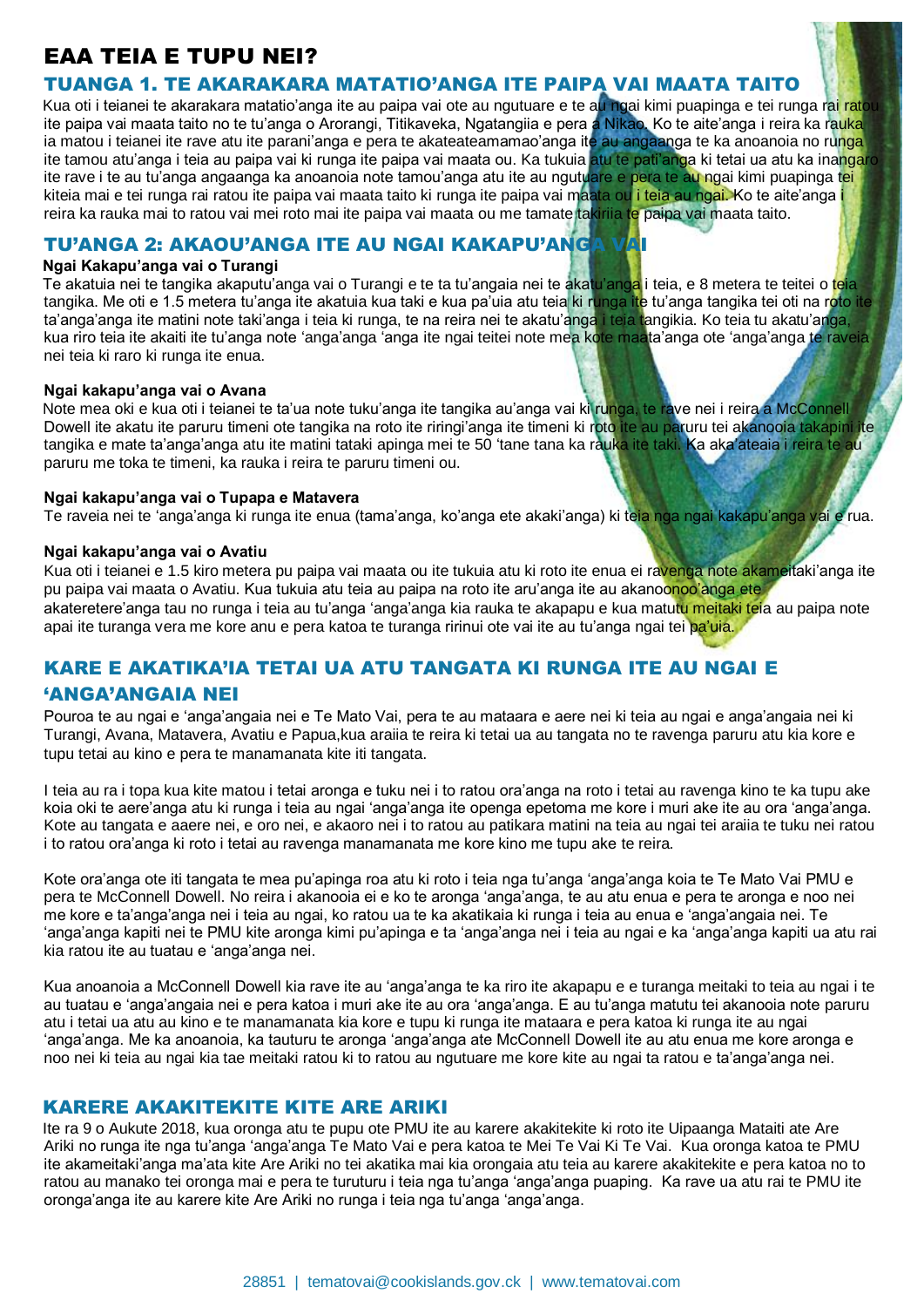# EAA TEIA E TUPU NEI?

## TUANGA 1. TE AKARAKARA MATATIO'ANGA ITE PAIPA VAI MAATA TAITO

Kua oti i teianei te akarakara matatio'anga ite au paipa vai ote au ngutuare e te au ngai kimi puapinga e tei runga rai ratou ite paipa vai maata taito no te tu'anga o Arorangi, Titikaveka, Ngatangiia e pera a Nikao. Ko te aite'anga i reira ka rauka ia matou i teianei ite rave atu ite parani'anga e pera te akateateamamao'anga ite au angaanga te ka anoanoia no runga ite tamou atu'anga i teia au paipa vai ki runga ite paipa vai maata ou. Ka tukuia atu te pati'anga ki tetai ua atu ka inangaro ite rave i te au tu'anga angaanga ka anoanoia note tamou'anga atu ite au ngutuare e pera te au ngai kimi puapinga tei kiteia mai e tei runga rai ratou ite paipa vai maata taito ki runga ite paipa vai maata ou i teia au ngai. Ko te aite'anga i reira ka rauka mai to ratou vai mei roto mai ite paipa vai maata ou me tamate takiriia te paipa vai maata taito.

## TU'ANGA 2: AKAOU'ANGA ITE AU NGAI KAKAPU'ANGA VAI

**Ngai Kakapu'anga vai o Turangi**

Te akatuia nei te tangika akaputu'anga vai o Turangi e te ta tu'angaia nei te akatu'anga i teia, e 8 metera te teitei o teia tangika. Me oti e 1.5 metera tu'anga ite akatuia kua taki e kua pa'uia atu teia ki runga ite tu'anga tangika tei oti na roto ite ta'anga'anga ite matini note taki'anga i teia ki runga, te na reira nei te akatu'anga i teia tangikia. Ko teia tu akatu'anga, kua riro teia ite akaiti ite tu'anga note 'anga'anga 'anga ite ngai teitei note mea kote maata'anga ote 'anga'anga te raveia nei teia ki raro ki runga ite enua.

**Ngai kakapu'anga vai o Avana**

Note mea oki e kua oti i teianei te ta'ua note tuku'anga ite tangika au'anga vai ki runga, te rave nei i reira a McConnell Dowell ite akatu ite paruru timeni ote tangika na roto ite riringi'anga ite timeni ki roto ite au paruru tei akanooia takapini ite tangika e mate ta'anga'anga atu ite matini tataki apinga mei te 50 'tane tana ka rauka ite taki. Ka aka'ateaia i reira te au paruru me toka te timeni, ka rauka i reira te paruru timeni ou.

**Ngai kakapu'anga vai o Tupapa e Matavera**

Te raveia nei te 'anga'anga ki runga ite enua (tama'anga, ko'anga ete akaki'anga) ki teia nga ngai kakapu'anga vai e rua.

**Ngai kakapu'anga vai o Avatiu**

Kua oti i teianei e 1.5 kiro metera pu paipa vai maata ou ite tukuia atu ki roto ite enua ei ravenga note akameitaki'anga ite pu paipa vai maata o Avatiu. Kua tukuia atu teia au paipa na roto ite aru'anga ite au akanoonoo'anga ete akateretere'anga tau no runga i teia au tu'anga 'anga'anga kia rauka te akapapu e kua matutu meitaki teia au paipa note apai ite turanga vera me kore anu e pera katoa te turanga ririnui ote vai ite au tu'anga ngai tei pa'uia.

## KARE E AKATIKA'IA TETAI UA ATU TANGATA KI RUNGA ITE AU NGAI E 'ANGA'ANGAIA NEI

Pouroa te au ngai e 'anga'angaia nei e Te Mato Vai, pera te au mataara e aere nei ki teia au ngai e anga'angaia nei ki Turangi, Avana, Matavera, Avatiu e Papua,kua araiia te reira ki tetai ua au tangata no te ravenga paruru atu kia kore e tupu tetai au kino e pera te manamanata kite iti tangata.

I teia au ra i topa kua kite matou i tetai aronga e tuku nei i to ratou ora'anga na roto i tetai au ravenga kino te ka tupu ake koia oki te aere'anga atu ki runga i teia au ngai 'anga'anga ite openga epetoma me kore i muri ake ite au ora 'anga'anga. Kote au tangata e aaere nei, e oro nei, e akaoro nei i to ratou au patikara matini na teia au ngai tei araiia te tuku nei ratou i to ratou ora'anga ki roto i tetai au ravenga manamanata me kore kino me tupu ake te reira.

Kote ora'anga ote iti tangata te mea pu'apinga roa atu ki roto i teia nga tu'anga 'anga'anga koia te Te Mato Vai PMU e pera te McConnell Dowell. No reira i akanooia ei e ko te aronga 'anga'anga, te au atu enua e pera te aronga e noo nei me kore e ta'anga'anga nei i teia au ngai, ko ratou ua te ka akatikaia ki runga i teia au enua e 'anga'angaia nei. Te 'anga'anga kapiti nei te PMU kite aronga kimi pu'apinga e ta 'anga'anga nei i teia au ngai e ka 'anga'anga kapiti ua atu rai kia ratou ite au tuatau e 'anga'anga nei.

Kua anoanoia a McConnell Dowell kia rave ite au 'anga'anga te ka riro ite akapapu e e turanga meitaki to teia au ngai i te au tuatau e 'anga'angaia nei e pera katoa i muri ake ite au ora 'anga'anga. E au tu'anga matutu tei akanooia note paruru atu i tetai ua atu au kino e te manamanata kia kore e tupu ki runga ite mataara e pera katoa ki runga ite au ngai 'anga'anga. Me ka anoanoia, ka tauturu te aronga 'anga'anga ate McConnell Dowell ite au atu enua me kore aronga e noo nei ki teia au ngai kia tae meitaki ratou ki to ratou au ngutuare me kore kite au ngai ta ratou e ta'anga'anga nei.

## KARERE AKAKITEKITE KITE ARE ARIKI

Ite ra 9 o Aukute 2018, kua oronga atu te pupu ote PMU ite au karere akakitekite ki roto ite Uipaanga Mataiti ate Are Ariki no runga ite nga tu'anga 'anga'anga Te Mato Vai e pera katoa te Mei Te Vai Ki Te Vai. Kua oronga katoa te PMU ite akameitaki'anga ma'ata kite Are Ariki no tei akatika mai kia orongaia atu teia au karere akakitekite e pera katoa no to ratou au manako tei oronga mai e pera te turuturu i teia nga tu'anga 'anga'anga puaping. Ka rave ua atu rai te PMU ite oronga'anga ite au karere kite Are Ariki no runga i teia nga tu'anga 'anga'anga.

28851 | tematovai@cookislands.gov.ck | www.tematovai.com